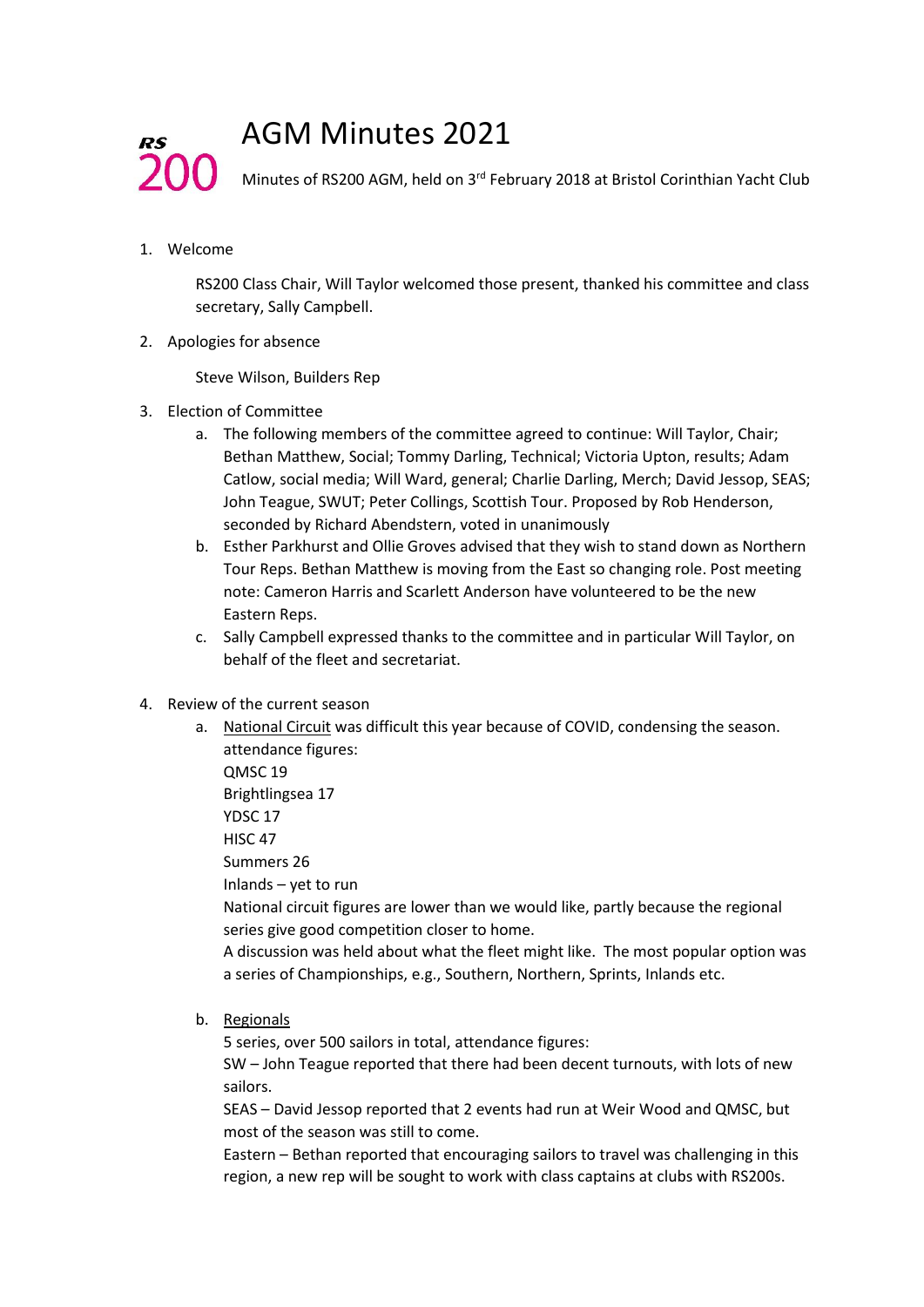RS 200

# AGM Minutes 2021

Minutes of RS200 AGM, held on 3rd February 2018 at Bristol Corinthian Yacht Club

1. Welcome

   RS200 Class Chair, Will Taylor welcomed those present, thanked his committee and class secretary, Sally Campbell.

2. Apologies for absence

   Steve Wilson, Builders Rep

3. Election of Committee
   a. The following members of the committee agreed to continue: Will Taylor, Chair; Bethan Matthew, Social; Tommy Darling, Technical; Victoria Upton, results; Adam Catlow, social media; Will Ward, general; Charlie Darling, Merch; David Jessop, SEAS; John Teague, SWUT; Peter Collings, Scottish Tour. Proposed by Rob Henderson, seconded by Richard Abendstern, voted in unanimously
   b. Esther Parkhurst and Ollie Groves advised that they wish to stand down as Northern Tour Reps. Bethan Matthew is moving from the East so changing role. Post meeting note: Cameron Harris and Scarlett Anderson have volunteered to be the new Eastern Reps.
   c. Sally Campbell expressed thanks to the committee and in particular Will Taylor, on behalf of the fleet and secretariat.

4. Review of the current season
   a. <u>National Circuit</u> was difficult this year because of COVID, condensing the season.
      attendance figures:
      QMSC 19
      Brightlingsea 17
      YDSC 17
      HISC 47
      Summers 26
      Inlands – yet to run
      National circuit figures are lower than we would like, partly because the regional series give good competition closer to home.
      A discussion was held about what the fleet might like. The most popular option was a series of Championships, e.g., Southern, Northern, Sprints, Inlands etc.

   b. <u>Regionals</u>
      5 series, over 500 sailors in total, attendance figures:
      SW – John Teague reported that there had been decent turnouts, with lots of new sailors.
      SEAS – David Jessop reported that 2 events had run at Weir Wood and QMSC, but most of the season was still to come.
      Eastern – Bethan reported that encouraging sailors to travel was challenging in this region, a new rep will be sought to work with class captains at clubs with RS200s.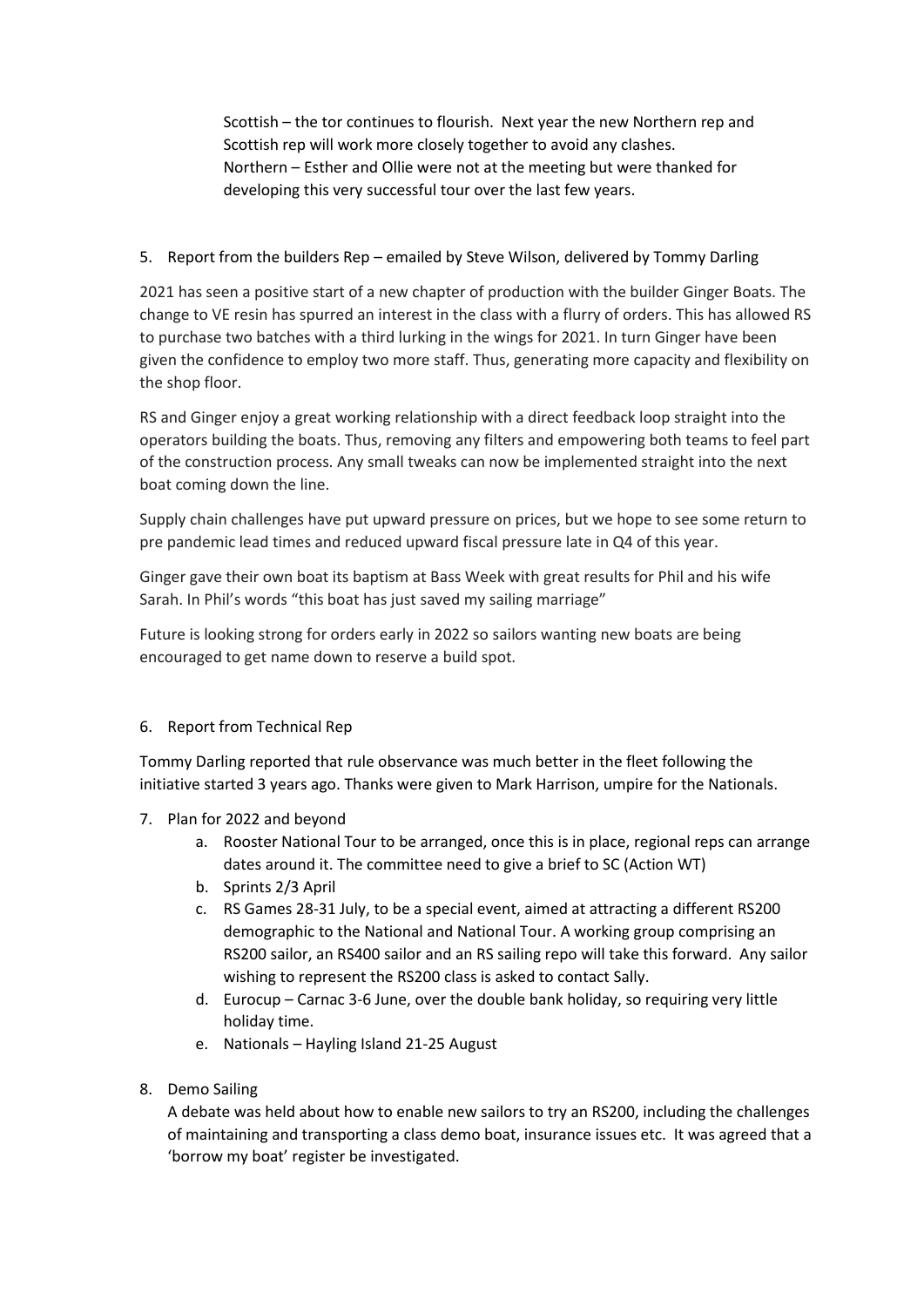Scottish – the tor continues to flourish. Next year the new Northern rep and Scottish rep will work more closely together to avoid any clashes.
Northern – Esther and Ollie were not at the meeting but were thanked for developing this very successful tour over the last few years.

5. Report from the builders Rep – emailed by Steve Wilson, delivered by Tommy Darling

2021 has seen a positive start of a new chapter of production with the builder Ginger Boats. The change to VE resin has spurred an interest in the class with a flurry of orders. This has allowed RS to purchase two batches with a third lurking in the wings for 2021. In turn Ginger have been given the confidence to employ two more staff. Thus, generating more capacity and flexibility on the shop floor.

RS and Ginger enjoy a great working relationship with a direct feedback loop straight into the operators building the boats. Thus, removing any filters and empowering both teams to feel part of the construction process. Any small tweaks can now be implemented straight into the next boat coming down the line.

Supply chain challenges have put upward pressure on prices, but we hope to see some return to pre pandemic lead times and reduced upward fiscal pressure late in Q4 of this year.

Ginger gave their own boat its baptism at Bass Week with great results for Phil and his wife Sarah. In Phil's words "this boat has just saved my sailing marriage"

Future is looking strong for orders early in 2022 so sailors wanting new boats are being encouraged to get name down to reserve a build spot.

6. Report from Technical Rep

Tommy Darling reported that rule observance was much better in the fleet following the initiative started 3 years ago. Thanks were given to Mark Harrison, umpire for the Nationals.

7. Plan for 2022 and beyond
   a. Rooster National Tour to be arranged, once this is in place, regional reps can arrange dates around it. The committee need to give a brief to SC (Action WT)
   b. Sprints 2/3 April
   c. RS Games 28-31 July, to be a special event, aimed at attracting a different RS200 demographic to the National and National Tour. A working group comprising an RS200 sailor, an RS400 sailor and an RS sailing repo will take this forward. Any sailor wishing to represent the RS200 class is asked to contact Sally.
   d. Eurocup – Carnac 3-6 June, over the double bank holiday, so requiring very little holiday time.
   e. Nationals – Hayling Island 21-25 August

8. Demo Sailing

   A debate was held about how to enable new sailors to try an RS200, including the challenges of maintaining and transporting a class demo boat, insurance issues etc. It was agreed that a 'borrow my boat' register be investigated.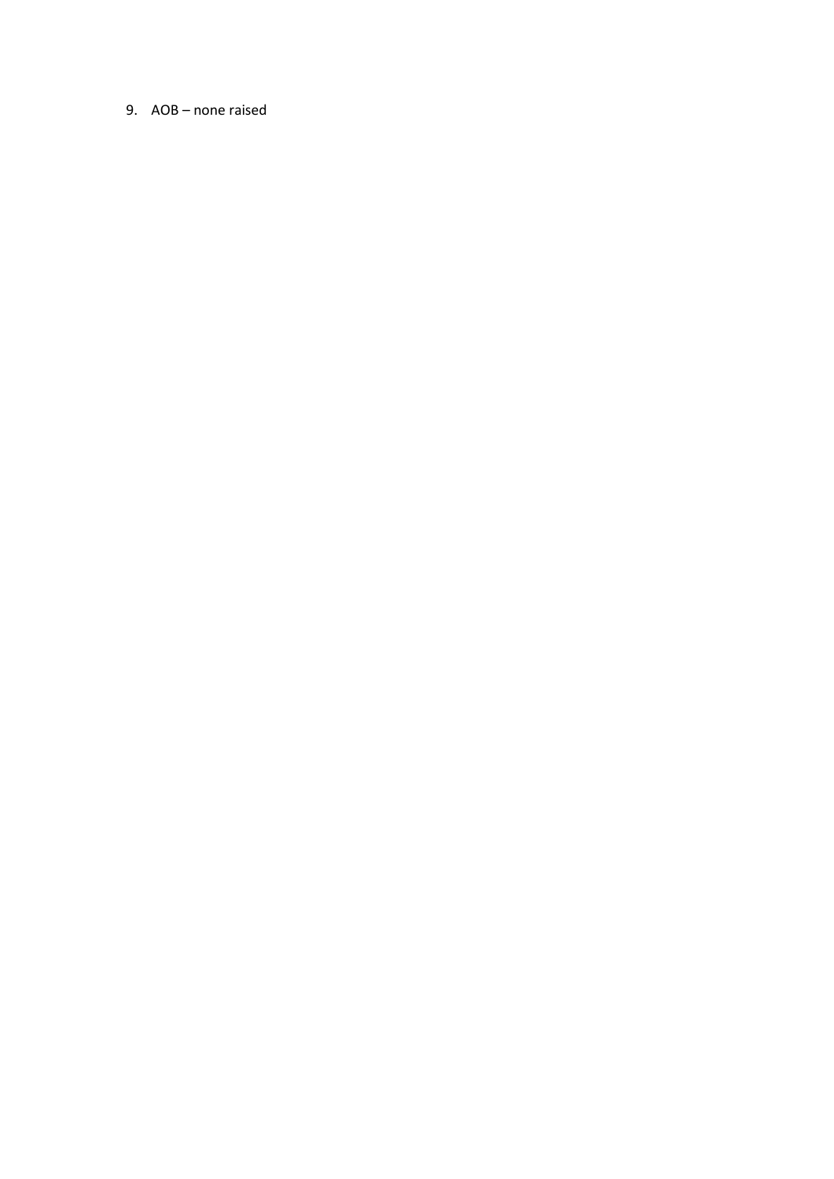9. AOB – none raised